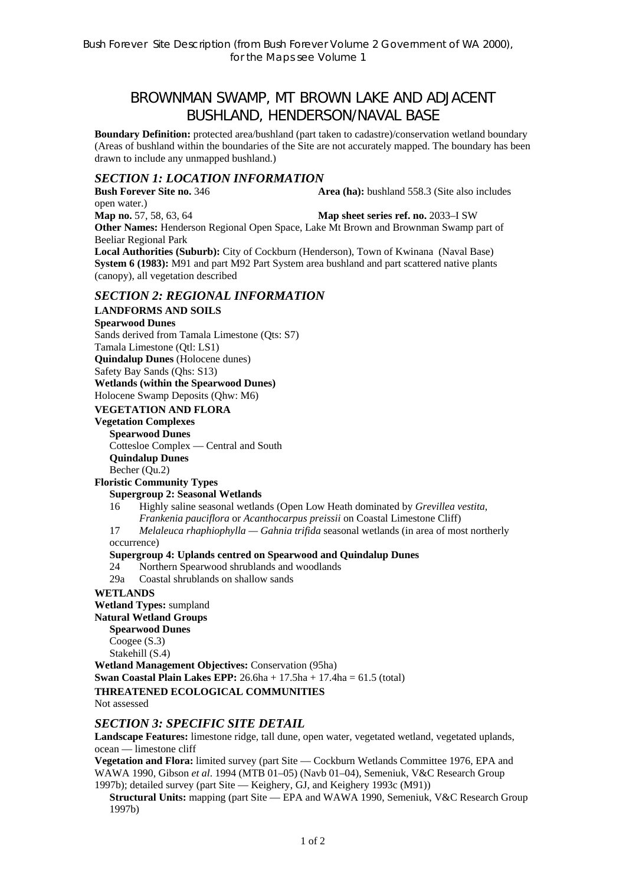Bush Forever Site Description (from Bush Forever Volume 2 Government of WA 2000), for the Maps see Volume 1

# BROWNMAN SWAMP, MT BROWN LAKE AND ADJACENT BUSHLAND, HENDERSON/NAVAL BASE

**Boundary Definition:** protected area/bushland (part taken to cadastre)/conservation wetland boundary (Areas of bushland within the boundaries of the Site are not accurately mapped. The boundary has been drawn to include any unmapped bushland.)

## *SECTION 1: LOCATION INFORMATION*

**Bush Forever Site no.** 346 **Area (ha):** bushland 558.3 (Site also includes open water.)

**Map no.** 57, 58, 63, 64 **Map sheet series ref. no.** 2033–I SW

**Other Names:** Henderson Regional Open Space, Lake Mt Brown and Brownman Swamp part of Beeliar Regional Park

**Local Authorities (Suburb):** City of Cockburn (Henderson), Town of Kwinana (Naval Base)

**System 6 (1983):** M91 and part M92 Part System area bushland and part scattered native plants (canopy), all vegetation described

## *SECTION 2: REGIONAL INFORMATION*

**LANDFORMS AND SOILS**

**Spearwood Dunes**
Sands derived from Tamala Limestone (Qts: S7)
Tamala Limestone (Qtl: LS1)

**Quindalup Dunes** (Holocene dunes)
Safety Bay Sands (Qhs: S13)

**Wetlands (within the Spearwood Dunes)**
Holocene Swamp Deposits (Qhw: M6)

**VEGETATION AND FLORA**

**Vegetation Complexes**

**Spearwood Dunes**
Cottesloe Complex — Central and South

**Quindalup Dunes**
Becher (Qu.2)

**Floristic Community Types**

**Supergroup 2: Seasonal Wetlands**

16 Highly saline seasonal wetlands (Open Low Heath dominated by *Grevillea vestita*, *Frankenia pauciflora* or *Acanthocarpus preissii* on Coastal Limestone Cliff)

17 *Melaleuca rhaphiophylla — Gahnia trifida* seasonal wetlands (in area of most northerly occurrence)

**Supergroup 4: Uplands centred on Spearwood and Quindalup Dunes**

24 Northern Spearwood shrublands and woodlands

29a Coastal shrublands on shallow sands

**WETLANDS**

**Wetland Types:** sumpland

**Natural Wetland Groups**

**Spearwood Dunes**
Coogee (S.3)
Stakehill (S.4)

**Wetland Management Objectives:** Conservation (95ha)

**Swan Coastal Plain Lakes EPP:** 26.6ha + 17.5ha + 17.4ha = 61.5 (total)

**THREATENED ECOLOGICAL COMMUNITIES**

Not assessed

## *SECTION 3: SPECIFIC SITE DETAIL*

**Landscape Features:** limestone ridge, tall dune, open water, vegetated wetland, vegetated uplands, ocean — limestone cliff

**Vegetation and Flora:** limited survey (part Site — Cockburn Wetlands Committee 1976, EPA and WAWA 1990, Gibson *et al*. 1994 (MTB 01–05) (Navb 01–04), Semeniuk, V&C Research Group 1997b); detailed survey (part Site — Keighery, GJ, and Keighery 1993c (M91))

**Structural Units:** mapping (part Site — EPA and WAWA 1990, Semeniuk, V&C Research Group 1997b)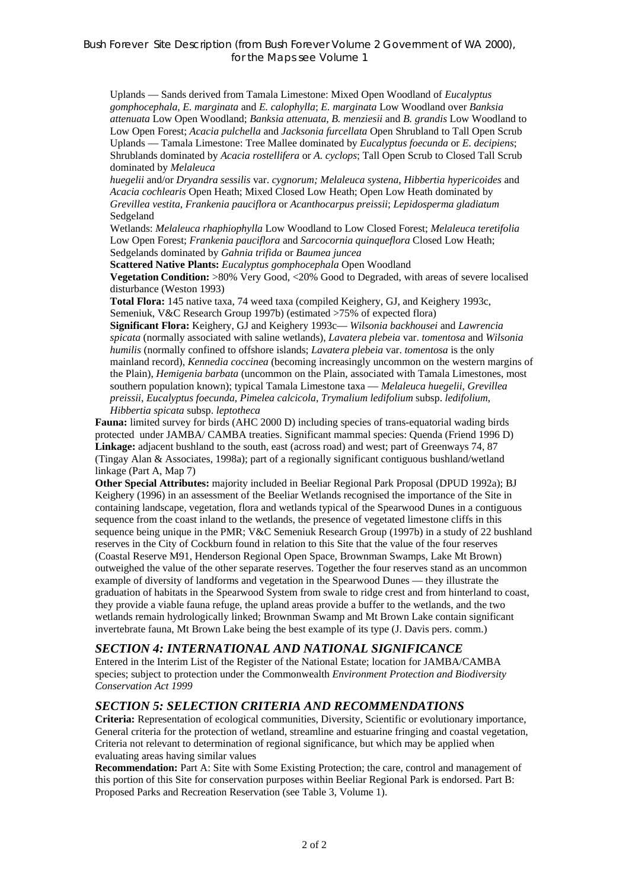Uplands — Sands derived from Tamala Limestone: Mixed Open Woodland of *Eucalyptus gomphocephala*, *E. marginata* and *E. calophylla*; *E. marginata* Low Woodland over *Banksia attenuata* Low Open Woodland; *Banksia attenuata, B. menziesii* and *B. grandis* Low Woodland to Low Open Forest; *Acacia pulchella* and *Jacksonia furcellata* Open Shrubland to Tall Open Scrub

Uplands — Tamala Limestone: Tree Mallee dominated by *Eucalyptus foecunda* or *E. decipiens*; Shrublands dominated by *Acacia rostellifera* or *A. cyclops*; Tall Open Scrub to Closed Tall Scrub dominated by *Melaleuca huegelii* and/or *Dryandra sessilis* var. *cygnorum; Melaleuca systena*, *Hibbertia hypericoides* and *Acacia cochlearis* Open Heath; Mixed Closed Low Heath; Open Low Heath dominated by *Grevillea vestita*, *Frankenia pauciflora* or *Acanthocarpus preissii*; *Lepidosperma gladiatum* Sedgeland

Wetlands: *Melaleuca rhaphiophylla* Low Woodland to Low Closed Forest; *Melaleuca teretifolia* Low Open Forest; *Frankenia pauciflora* and *Sarcocornia quinqueflora* Closed Low Heath; Sedgelands dominated by *Gahnia trifida* or *Baumea juncea*

**Scattered Native Plants:** *Eucalyptus gomphocephala* Open Woodland

**Vegetation Condition:** >80% Very Good, <20% Good to Degraded, with areas of severe localised disturbance (Weston 1993)

**Total Flora:** 145 native taxa, 74 weed taxa (compiled Keighery, GJ, and Keighery 1993c, Semeniuk, V&C Research Group 1997b) (estimated >75% of expected flora)

**Significant Flora:** Keighery, GJ and Keighery 1993c— *Wilsonia backhousei* and *Lawrencia spicata* (normally associated with saline wetlands), *Lavatera plebeia* var. *tomentosa* and *Wilsonia humilis* (normally confined to offshore islands; *Lavatera plebeia* var. *tomentosa* is the only mainland record), *Kennedia coccinea* (becoming increasingly uncommon on the western margins of the Plain), *Hemigenia barbata* (uncommon on the Plain, associated with Tamala Limestones, most southern population known); typical Tamala Limestone taxa — *Melaleuca huegelii*, *Grevillea preissii*, *Eucalyptus foecunda*, *Pimelea calcicola*, *Trymalium ledifolium* subsp. *ledifolium*, *Hibbertia spicata* subsp. *leptotheca*

**Fauna:** limited survey for birds (AHC 2000 D) including species of trans-equatorial wading birds protected under JAMBA/ CAMBA treaties. Significant mammal species: Quenda (Friend 1996 D)

**Linkage:** adjacent bushland to the south, east (across road) and west; part of Greenways 74, 87 (Tingay Alan & Associates, 1998a); part of a regionally significant contiguous bushland/wetland linkage (Part A, Map 7)

**Other Special Attributes:** majority included in Beeliar Regional Park Proposal (DPUD 1992a); BJ Keighery (1996) in an assessment of the Beeliar Wetlands recognised the importance of the Site in containing landscape, vegetation, flora and wetlands typical of the Spearwood Dunes in a contiguous sequence from the coast inland to the wetlands, the presence of vegetated limestone cliffs in this sequence being unique in the PMR; V&C Semeniuk Research Group (1997b) in a study of 22 bushland reserves in the City of Cockburn found in relation to this Site that the value of the four reserves (Coastal Reserve M91, Henderson Regional Open Space, Brownman Swamps, Lake Mt Brown) outweighed the value of the other separate reserves. Together the four reserves stand as an uncommon example of diversity of landforms and vegetation in the Spearwood Dunes — they illustrate the graduation of habitats in the Spearwood System from swale to ridge crest and from hinterland to coast, they provide a viable fauna refuge, the upland areas provide a buffer to the wetlands, and the two wetlands remain hydrologically linked; Brownman Swamp and Mt Brown Lake contain significant invertebrate fauna, Mt Brown Lake being the best example of its type (J. Davis pers. comm.)

## *SECTION 4: INTERNATIONAL AND NATIONAL SIGNIFICANCE*

Entered in the Interim List of the Register of the National Estate; location for JAMBA/CAMBA species; subject to protection under the Commonwealth *Environment Protection and Biodiversity Conservation Act 1999*

## *SECTION 5: SELECTION CRITERIA AND RECOMMENDATIONS*

**Criteria:** Representation of ecological communities, Diversity, Scientific or evolutionary importance, General criteria for the protection of wetland, streamline and estuarine fringing and coastal vegetation, Criteria not relevant to determination of regional significance, but which may be applied when evaluating areas having similar values

**Recommendation:** Part A: Site with Some Existing Protection; the care, control and management of this portion of this Site for conservation purposes within Beeliar Regional Park is endorsed. Part B: Proposed Parks and Recreation Reservation (see Table 3, Volume 1).